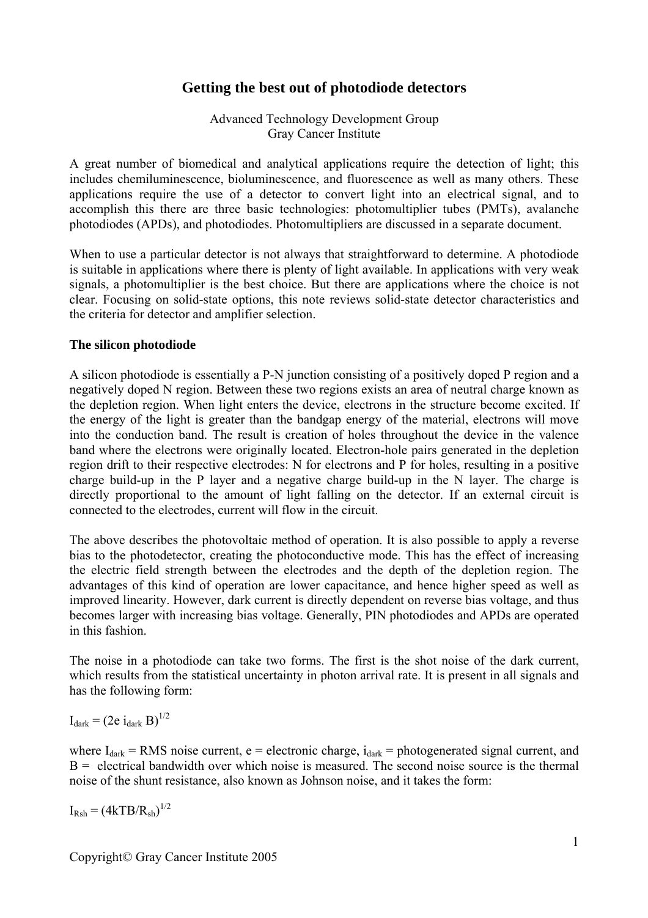# Getting the best out of photodiode detectors

Advanced Technology Development Group
Gray Cancer Institute

A great number of biomedical and analytical applications require the detection of light; this includes chemiluminescence, bioluminescence, and fluorescence as well as many others. These applications require the use of a detector to convert light into an electrical signal, and to accomplish this there are three basic technologies: photomultiplier tubes (PMTs), avalanche photodiodes (APDs), and photodiodes. Photomultipliers are discussed in a separate document.

When to use a particular detector is not always that straightforward to determine. A photodiode is suitable in applications where there is plenty of light available. In applications with very weak signals, a photomultiplier is the best choice. But there are applications where the choice is not clear. Focusing on solid-state options, this note reviews solid-state detector characteristics and the criteria for detector and amplifier selection.

**The silicon photodiode**

A silicon photodiode is essentially a P-N junction consisting of a positively doped P region and a negatively doped N region. Between these two regions exists an area of neutral charge known as the depletion region. When light enters the device, electrons in the structure become excited. If the energy of the light is greater than the bandgap energy of the material, electrons will move into the conduction band. The result is creation of holes throughout the device in the valence band where the electrons were originally located. Electron-hole pairs generated in the depletion region drift to their respective electrodes: N for electrons and P for holes, resulting in a positive charge build-up in the P layer and a negative charge build-up in the N layer. The charge is directly proportional to the amount of light falling on the detector. If an external circuit is connected to the electrodes, current will flow in the circuit.

The above describes the photovoltaic method of operation. It is also possible to apply a reverse bias to the photodetector, creating the photoconductive mode. This has the effect of increasing the electric field strength between the electrodes and the depth of the depletion region. The advantages of this kind of operation are lower capacitance, and hence higher speed as well as improved linearity. However, dark current is directly dependent on reverse bias voltage, and thus becomes larger with increasing bias voltage. Generally, PIN photodiodes and APDs are operated in this fashion.

The noise in a photodiode can take two forms. The first is the shot noise of the dark current, which results from the statistical uncertainty in photon arrival rate. It is present in all signals and has the following form:

$$I_{dark} = (2e\ i_{dark}\ B)^{1/2}$$

where $I_{dark}$ = RMS noise current, e = electronic charge, $i_{dark}$ = photogenerated signal current, and B = electrical bandwidth over which noise is measured. The second noise source is the thermal noise of the shunt resistance, also known as Johnson noise, and it takes the form:

$$I_{Rsh} = (4kTB/R_{sh})^{1/2}$$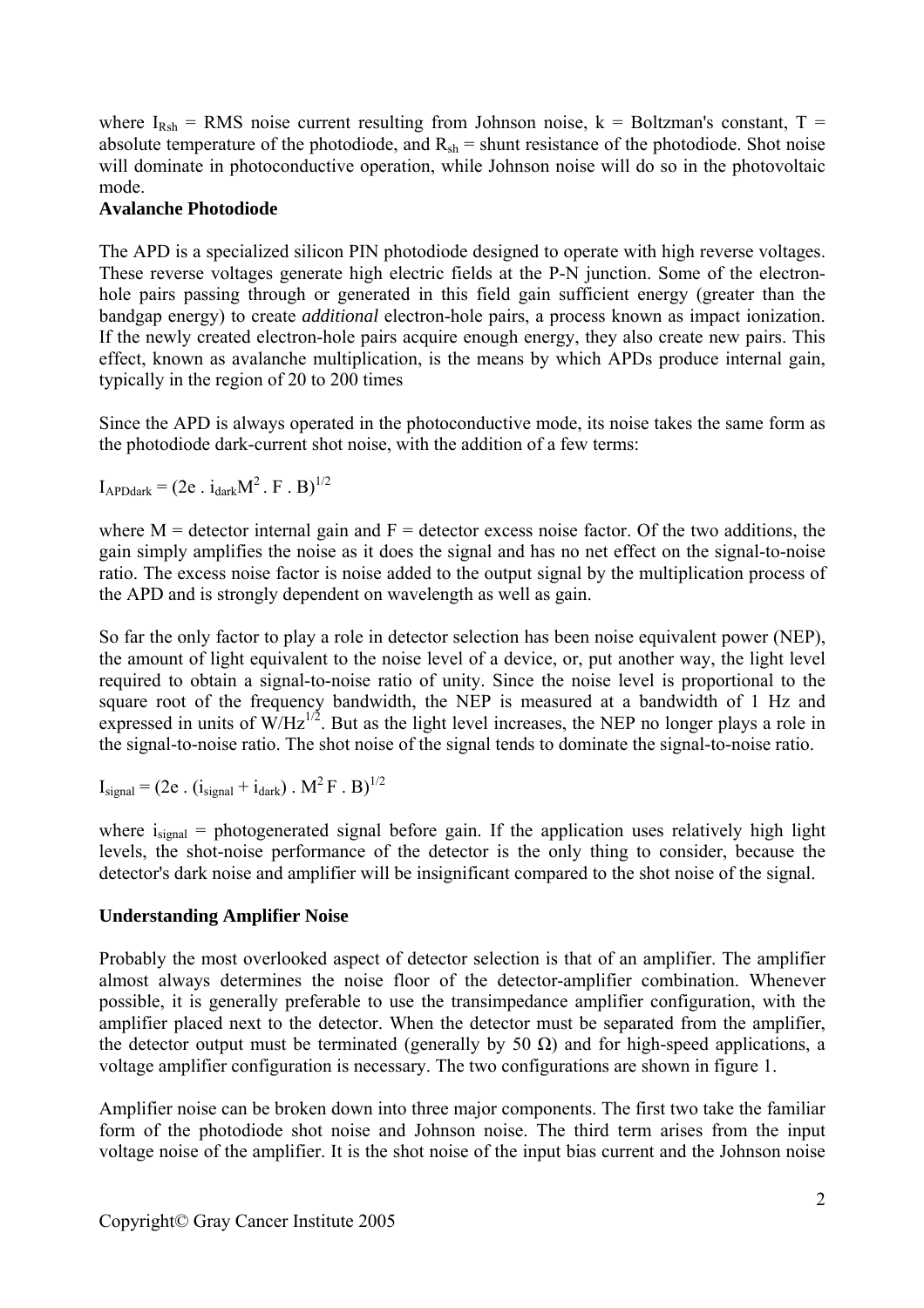where $I_{Rsh}$ = RMS noise current resulting from Johnson noise, k = Boltzman's constant, T = absolute temperature of the photodiode, and $R_{sh}$ = shunt resistance of the photodiode. Shot noise will dominate in photoconductive operation, while Johnson noise will do so in the photovoltaic mode.

**Avalanche Photodiode**

The APD is a specialized silicon PIN photodiode designed to operate with high reverse voltages. These reverse voltages generate high electric fields at the P-N junction. Some of the electron-hole pairs passing through or generated in this field gain sufficient energy (greater than the bandgap energy) to create *additional* electron-hole pairs, a process known as impact ionization. If the newly created electron-hole pairs acquire enough energy, they also create new pairs. This effect, known as avalanche multiplication, is the means by which APDs produce internal gain, typically in the region of 20 to 200 times

Since the APD is always operated in the photoconductive mode, its noise takes the same form as the photodiode dark-current shot noise, with the addition of a few terms:

$$I_{APDdark} = (2e \cdot i_{dark} M^2 \cdot F \cdot B)^{1/2}$$

where M = detector internal gain and F = detector excess noise factor. Of the two additions, the gain simply amplifies the noise as it does the signal and has no net effect on the signal-to-noise ratio. The excess noise factor is noise added to the output signal by the multiplication process of the APD and is strongly dependent on wavelength as well as gain.

So far the only factor to play a role in detector selection has been noise equivalent power (NEP), the amount of light equivalent to the noise level of a device, or, put another way, the light level required to obtain a signal-to-noise ratio of unity. Since the noise level is proportional to the square root of the frequency bandwidth, the NEP is measured at a bandwidth of 1 Hz and expressed in units of $W/Hz^{1/2}$. But as the light level increases, the NEP no longer plays a role in the signal-to-noise ratio. The shot noise of the signal tends to dominate the signal-to-noise ratio.

$$I_{signal} = (2e \cdot (i_{signal} + i_{dark}) \cdot M^2 F \cdot B)^{1/2}$$

where $i_{signal}$ = photogenerated signal before gain. If the application uses relatively high light levels, the shot-noise performance of the detector is the only thing to consider, because the detector's dark noise and amplifier will be insignificant compared to the shot noise of the signal.

**Understanding Amplifier Noise**

Probably the most overlooked aspect of detector selection is that of an amplifier. The amplifier almost always determines the noise floor of the detector-amplifier combination. Whenever possible, it is generally preferable to use the transimpedance amplifier configuration, with the amplifier placed next to the detector. When the detector must be separated from the amplifier, the detector output must be terminated (generally by 50 Ω) and for high-speed applications, a voltage amplifier configuration is necessary. The two configurations are shown in figure 1.

Amplifier noise can be broken down into three major components. The first two take the familiar form of the photodiode shot noise and Johnson noise. The third term arises from the input voltage noise of the amplifier. It is the shot noise of the input bias current and the Johnson noise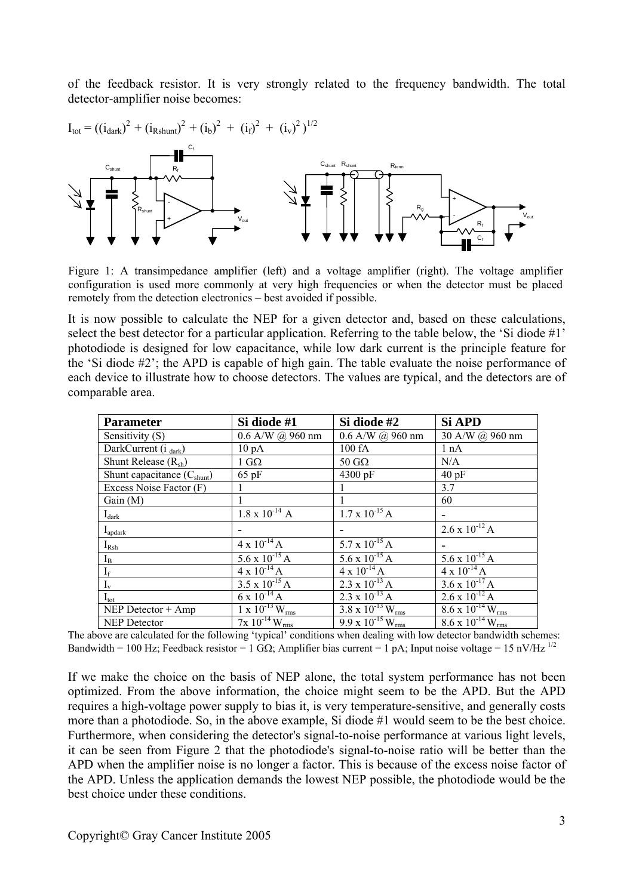of the feedback resistor. It is very strongly related to the frequency bandwidth. The total detector-amplifier noise becomes:

$$I_{tot} = ((i_{dark})^2 + (i_{Rshunt})^2 + (i_b)^2 + (i_f)^2 + (i_v)^2)^{1/2}$$

Figure 1: A transimpedance amplifier (left) and a voltage amplifier (right). The voltage amplifier configuration is used more commonly at very high frequencies or when the detector must be placed remotely from the detection electronics – best avoided if possible.

It is now possible to calculate the NEP for a given detector and, based on these calculations, select the best detector for a particular application. Referring to the table below, the 'Si diode #1' photodiode is designed for low capacitance, while low dark current is the principle feature for the 'Si diode #2'; the APD is capable of high gain. The table evaluate the noise performance of each device to illustrate how to choose detectors. The values are typical, and the detectors are of comparable area.

| Parameter | Si diode #1 | Si diode #2 | Si APD |
|---|---|---|---|
| Sensitivity (S) | 0.6 A/W @ 960 nm | 0.6 A/W @ 960 nm | 30 A/W @ 960 nm |
| DarkCurrent ($i_{dark}$) | 10 pA | 100 fA | 1 nA |
| Shunt Release ($R_{sh}$) | 1 GΩ | 50 GΩ | N/A |
| Shunt capacitance ($C_{shunt}$) | 65 pF | 4300 pF | 40 pF |
| Excess Noise Factor (F) | 1 | 1 | 3.7 |
| Gain (M) | 1 | 1 | 60 |
| $I_{dark}$ | $1.8 \times 10^{-14}$ A | $1.7 \times 10^{-15}$ A | - |
| $I_{apdark}$ | - | - | $2.6 \times 10^{-12}$ A |
| $I_{Rsh}$ | $4 \times 10^{-14}$ A | $5.7 \times 10^{-15}$ A | - |
| $I_B$ | $5.6 \times 10^{-15}$ A | $5.6 \times 10^{-15}$ A | $5.6 \times 10^{-15}$ A |
| $I_f$ | $4 \times 10^{-14}$ A | $4 \times 10^{-14}$ A | $4 \times 10^{-14}$ A |
| $I_v$ | $3.5 \times 10^{-15}$ A | $2.3 \times 10^{-13}$ A | $3.6 \times 10^{-17}$ A |
| $I_{tot}$ | $6 \times 10^{-14}$ A | $2.3 \times 10^{-13}$ A | $2.6 \times 10^{-12}$ A |
| NEP Detector + Amp | $1 \times 10^{-13}$ $W_{rms}$ | $3.8 \times 10^{-13}$ $W_{rms}$ | $8.6 \times 10^{-14}$ $W_{rms}$ |
| NEP Detector | $7 \times 10^{-14}$ $W_{rms}$ | $9.9 \times 10^{-15}$ $W_{rms}$ | $8.6 \times 10^{-14}$ $W_{rms}$ |

The above are calculated for the following 'typical' conditions when dealing with low detector bandwidth schemes: Bandwidth = 100 Hz; Feedback resistor = 1 GΩ; Amplifier bias current = 1 pA; Input noise voltage = 15 nV/Hz $^{1/2}$

If we make the choice on the basis of NEP alone, the total system performance has not been optimized. From the above information, the choice might seem to be the APD. But the APD requires a high-voltage power supply to bias it, is very temperature-sensitive, and generally costs more than a photodiode. So, in the above example, Si diode #1 would seem to be the best choice. Furthermore, when considering the detector's signal-to-noise performance at various light levels, it can be seen from Figure 2 that the photodiode's signal-to-noise ratio will be better than the APD when the amplifier noise is no longer a factor. This is because of the excess noise factor of the APD. Unless the application demands the lowest NEP possible, the photodiode would be the best choice under these conditions.

Copyright© Gray Cancer Institute 2005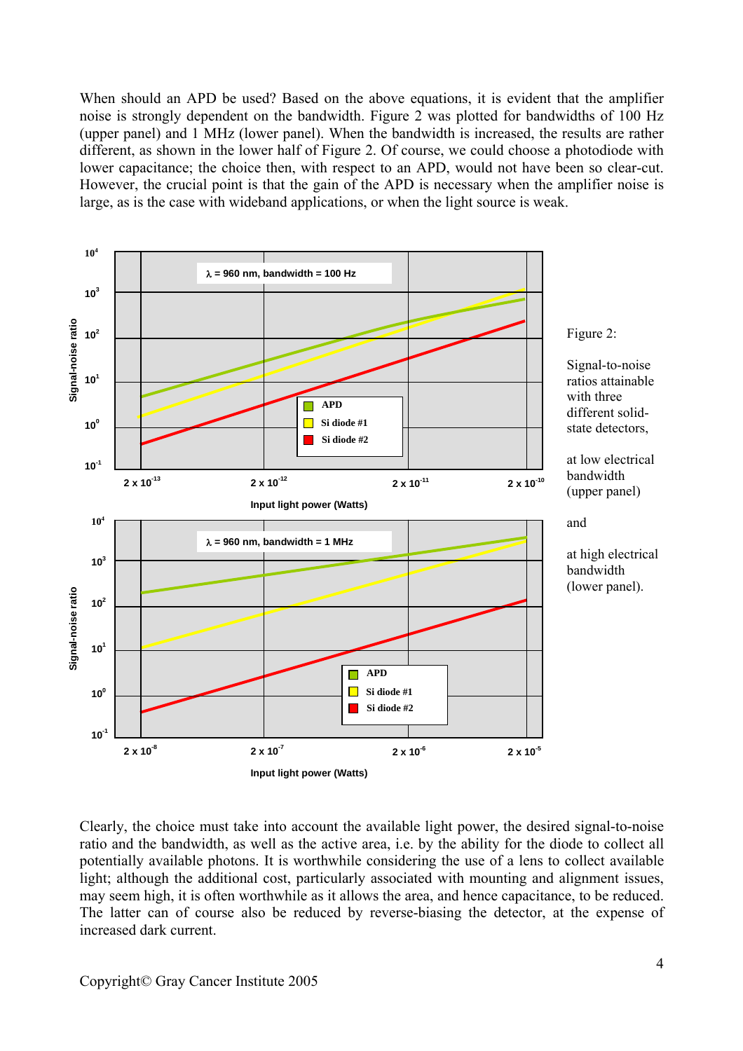When should an APD be used? Based on the above equations, it is evident that the amplifier noise is strongly dependent on the bandwidth. Figure 2 was plotted for bandwidths of 100 Hz (upper panel) and 1 MHz (lower panel). When the bandwidth is increased, the results are rather different, as shown in the lower half of Figure 2. Of course, we could choose a photodiode with lower capacitance; the choice then, with respect to an APD, would not have been so clear-cut. However, the crucial point is that the gain of the APD is necessary when the amplifier noise is large, as is the case with wideband applications, or when the light source is weak.

Figure 2:

Signal-to-noise ratios attainable with three different solid-state detectors,

at low electrical bandwidth (upper panel)

and

at high electrical bandwidth (lower panel).

Clearly, the choice must take into account the available light power, the desired signal-to-noise ratio and the bandwidth, as well as the active area, i.e. by the ability for the diode to collect all potentially available photons. It is worthwhile considering the use of a lens to collect available light; although the additional cost, particularly associated with mounting and alignment issues, may seem high, it is often worthwhile as it allows the area, and hence capacitance, to be reduced. The latter can of course also be reduced by reverse-biasing the detector, at the expense of increased dark current.

Copyright© Gray Cancer Institute 2005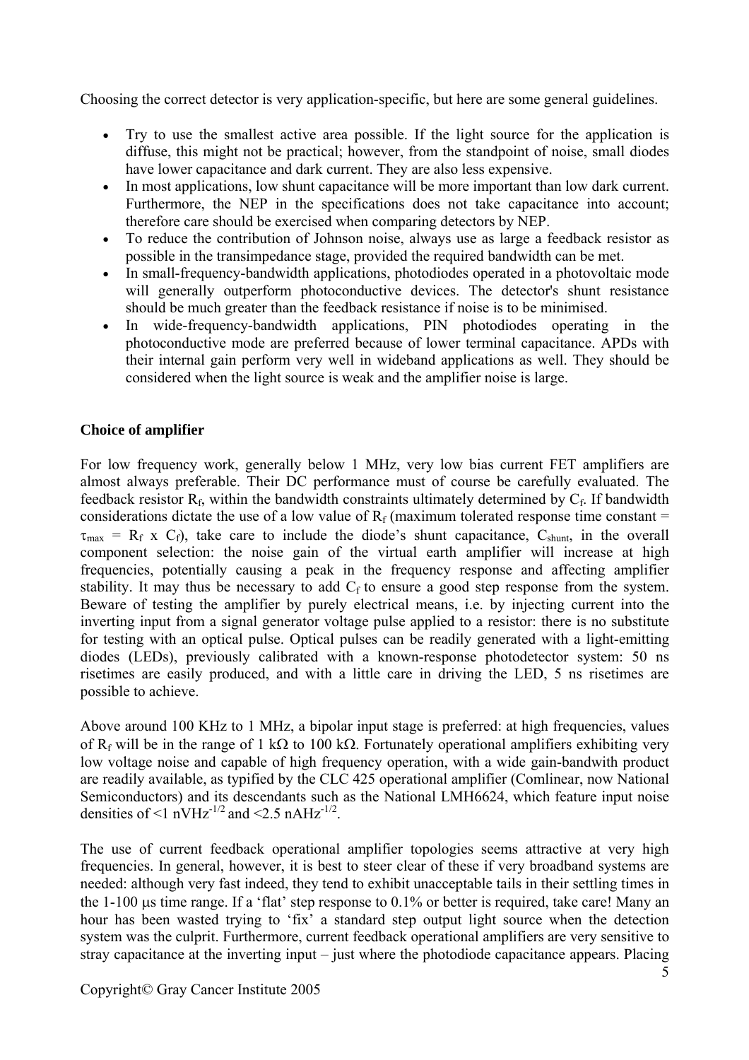Choosing the correct detector is very application-specific, but here are some general guidelines.

- Try to use the smallest active area possible. If the light source for the application is diffuse, this might not be practical; however, from the standpoint of noise, small diodes have lower capacitance and dark current. They are also less expensive.
- In most applications, low shunt capacitance will be more important than low dark current. Furthermore, the NEP in the specifications does not take capacitance into account; therefore care should be exercised when comparing detectors by NEP.
- To reduce the contribution of Johnson noise, always use as large a feedback resistor as possible in the transimpedance stage, provided the required bandwidth can be met.
- In small-frequency-bandwidth applications, photodiodes operated in a photovoltaic mode will generally outperform photoconductive devices. The detector's shunt resistance should be much greater than the feedback resistance if noise is to be minimised.
- In wide-frequency-bandwidth applications, PIN photodiodes operating in the photoconductive mode are preferred because of lower terminal capacitance. APDs with their internal gain perform very well in wideband applications as well. They should be considered when the light source is weak and the amplifier noise is large.

**Choice of amplifier**

For low frequency work, generally below 1 MHz, very low bias current FET amplifiers are almost always preferable. Their DC performance must of course be carefully evaluated. The feedback resistor $R_f$, within the bandwidth constraints ultimately determined by $C_f$. If bandwidth considerations dictate the use of a low value of $R_f$ (maximum tolerated response time constant = $\tau_{max}$ = $R_f$ x $C_f$), take care to include the diode's shunt capacitance, $C_{shunt}$, in the overall component selection: the noise gain of the virtual earth amplifier will increase at high frequencies, potentially causing a peak in the frequency response and affecting amplifier stability. It may thus be necessary to add $C_f$ to ensure a good step response from the system. Beware of testing the amplifier by purely electrical means, i.e. by injecting current into the inverting input from a signal generator voltage pulse applied to a resistor: there is no substitute for testing with an optical pulse. Optical pulses can be readily generated with a light-emitting diodes (LEDs), previously calibrated with a known-response photodetector system: 50 ns risetimes are easily produced, and with a little care in driving the LED, 5 ns risetimes are possible to achieve.

Above around 100 KHz to 1 MHz, a bipolar input stage is preferred: at high frequencies, values of $R_f$ will be in the range of 1 kΩ to 100 kΩ. Fortunately operational amplifiers exhibiting very low voltage noise and capable of high frequency operation, with a wide gain-bandwith product are readily available, as typified by the CLC 425 operational amplifier (Comlinear, now National Semiconductors) and its descendants such as the National LMH6624, which feature input noise densities of <1 $nVHz^{-1/2}$ and <2.5 $nAHz^{-1/2}$.

The use of current feedback operational amplifier topologies seems attractive at very high frequencies. In general, however, it is best to steer clear of these if very broadband systems are needed: although very fast indeed, they tend to exhibit unacceptable tails in their settling times in the 1-100 μs time range. If a 'flat' step response to 0.1% or better is required, take care! Many an hour has been wasted trying to 'fix' a standard step output light source when the detection system was the culprit. Furthermore, current feedback operational amplifiers are very sensitive to stray capacitance at the inverting input – just where the photodiode capacitance appears. Placing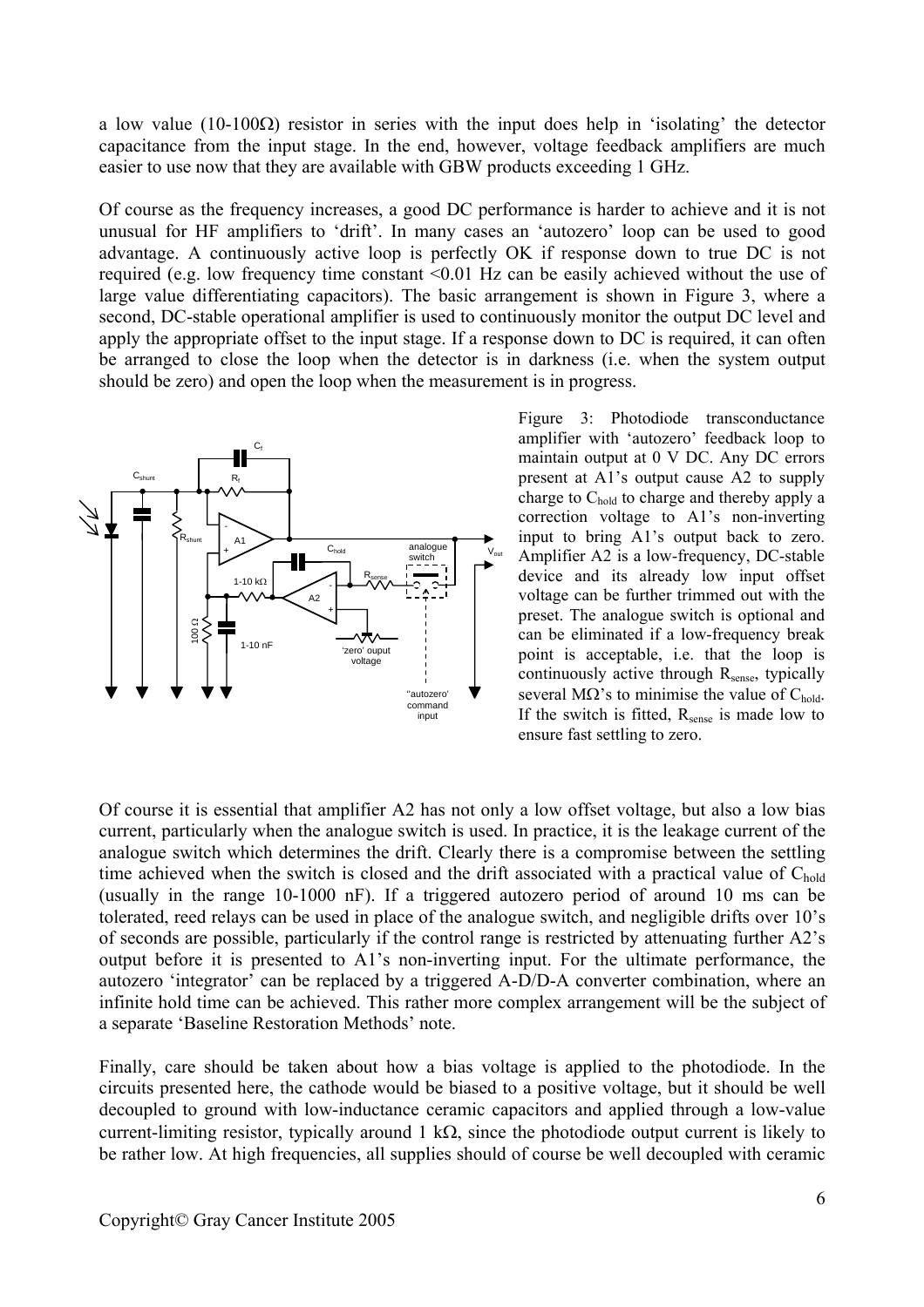a low value (10-100Ω) resistor in series with the input does help in 'isolating' the detector capacitance from the input stage. In the end, however, voltage feedback amplifiers are much easier to use now that they are available with GBW products exceeding 1 GHz.

Of course as the frequency increases, a good DC performance is harder to achieve and it is not unusual for HF amplifiers to 'drift'. In many cases an 'autozero' loop can be used to good advantage. A continuously active loop is perfectly OK if response down to true DC is not required (e.g. low frequency time constant <0.01 Hz can be easily achieved without the use of large value differentiating capacitors). The basic arrangement is shown in Figure 3, where a second, DC-stable operational amplifier is used to continuously monitor the output DC level and apply the appropriate offset to the input stage. If a response down to DC is required, it can often be arranged to close the loop when the detector is in darkness (i.e. when the system output should be zero) and open the loop when the measurement is in progress.

Figure 3: Photodiode transconductance amplifier with 'autozero' feedback loop to maintain output at 0 V DC. Any DC errors present at A1's output cause A2 to supply charge to $C_{hold}$ to charge and thereby apply a correction voltage to A1's non-inverting input to bring A1's output back to zero. Amplifier A2 is a low-frequency, DC-stable device and its already low input offset voltage can be further trimmed out with the preset. The analogue switch is optional and can be eliminated if a low-frequency break point is acceptable, i.e. that the loop is continuously active through $R_{sense}$, typically several MΩ's to minimise the value of $C_{hold}$. If the switch is fitted, $R_{sense}$ is made low to ensure fast settling to zero.

Of course it is essential that amplifier A2 has not only a low offset voltage, but also a low bias current, particularly when the analogue switch is used. In practice, it is the leakage current of the analogue switch which determines the drift. Clearly there is a compromise between the settling time achieved when the switch is closed and the drift associated with a practical value of $C_{hold}$ (usually in the range 10-1000 nF). If a triggered autozero period of around 10 ms can be tolerated, reed relays can be used in place of the analogue switch, and negligible drifts over 10's of seconds are possible, particularly if the control range is restricted by attenuating further A2's output before it is presented to A1's non-inverting input. For the ultimate performance, the autozero 'integrator' can be replaced by a triggered A-D/D-A converter combination, where an infinite hold time can be achieved. This rather more complex arrangement will be the subject of a separate 'Baseline Restoration Methods' note.

Finally, care should be taken about how a bias voltage is applied to the photodiode. In the circuits presented here, the cathode would be biased to a positive voltage, but it should be well decoupled to ground with low-inductance ceramic capacitors and applied through a low-value current-limiting resistor, typically around 1 kΩ, since the photodiode output current is likely to be rather low. At high frequencies, all supplies should of course be well decoupled with ceramic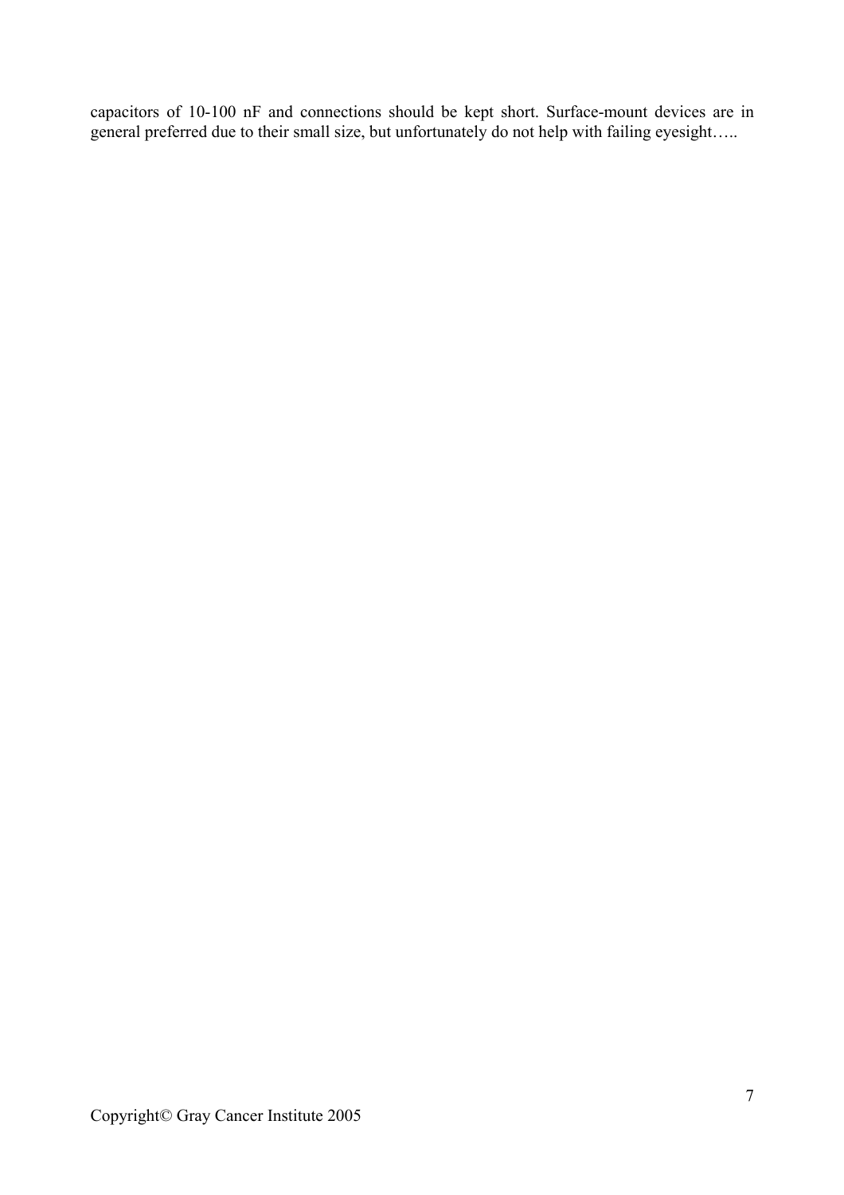capacitors of 10-100 nF and connections should be kept short. Surface-mount devices are in general preferred due to their small size, but unfortunately do not help with failing eyesight…..

Copyright© Gray Cancer Institute 2005